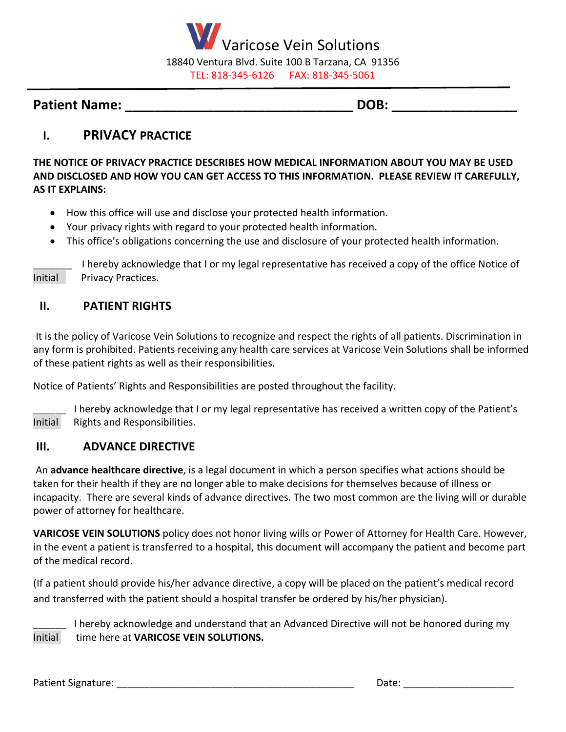# Varicose Vein Solutions

18840 Ventura Blvd. Suite 100 B Tarzana, CA 91356

TEL: 818-345-6126 FAX: 818-345-5061

**Patient Name: ______________________________ DOB: ________________**

## I. PRIVACY PRACTICE

**THE NOTICE OF PRIVACY PRACTICE DESCRIBES HOW MEDICAL INFORMATION ABOUT YOU MAY BE USED AND DISCLOSED AND HOW YOU CAN GET ACCESS TO THIS INFORMATION. PLEASE REVIEW IT CAREFULLY, AS IT EXPLAINS:**

- How this office will use and disclose your protected health information.
- Your privacy rights with regard to your protected health information.
- This office's obligations concerning the use and disclosure of your protected health information.

_______ Initial I hereby acknowledge that I or my legal representative has received a copy of the office Notice of Privacy Practices.

## II. PATIENT RIGHTS

It is the policy of Varicose Vein Solutions to recognize and respect the rights of all patients. Discrimination in any form is prohibited. Patients receiving any health care services at Varicose Vein Solutions shall be informed of these patient rights as well as their responsibilities.

Notice of Patients' Rights and Responsibilities are posted throughout the facility.

______ Initial I hereby acknowledge that I or my legal representative has received a written copy of the Patient's Rights and Responsibilities.

## III. ADVANCE DIRECTIVE

An **advance healthcare directive**, is a legal document in which a person specifies what actions should be taken for their health if they are no longer able to make decisions for themselves because of illness or incapacity. There are several kinds of advance directives. The two most common are the living will or durable power of attorney for healthcare.

**VARICOSE VEIN SOLUTIONS** policy does not honor living wills or Power of Attorney for Health Care. However, in the event a patient is transferred to a hospital, this document will accompany the patient and become part of the medical record.

(If a patient should provide his/her advance directive, a copy will be placed on the patient's medical record and transferred with the patient should a hospital transfer be ordered by his/her physician).

______ Initial I hereby acknowledge and understand that an Advanced Directive will not be honored during my time here at **VARICOSE VEIN SOLUTIONS.**

Patient Signature: ________________________________________ Date: ____________________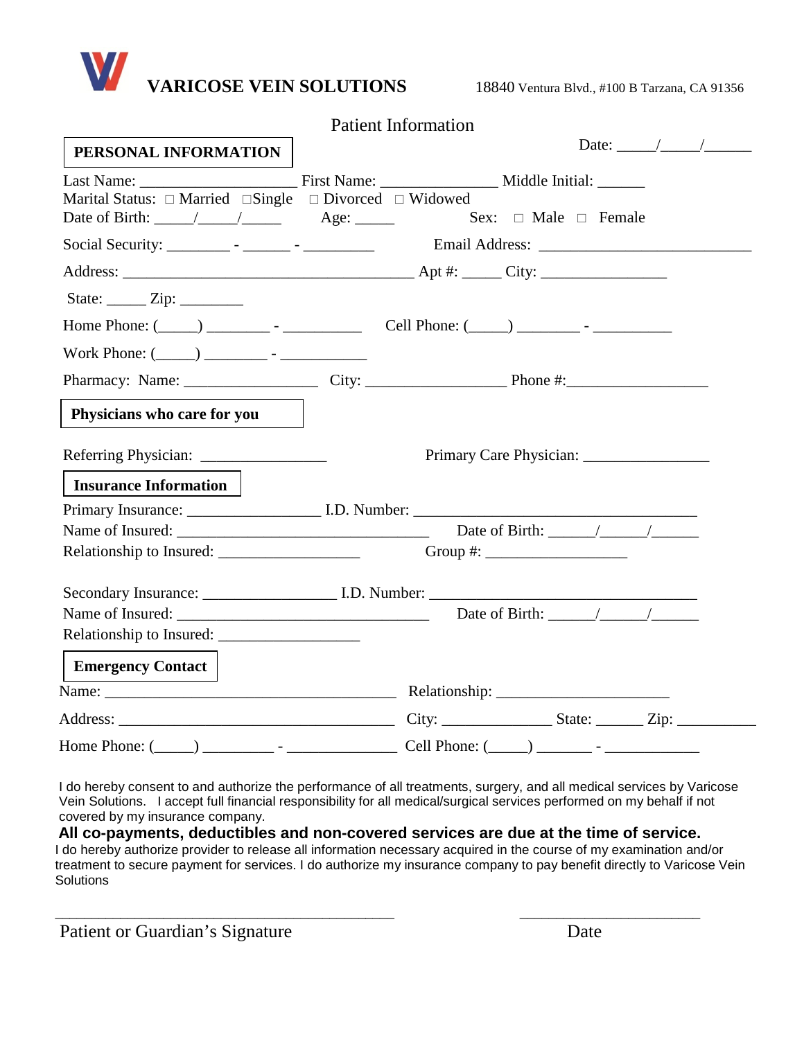# VARICOSE VEIN SOLUTIONS

18840 Ventura Blvd., #100 B Tarzana, CA 91356

## Patient Information

Date: _____/_____/______

### PERSONAL INFORMATION

Last Name: ____________________ First Name: _______________ Middle Initial: ______

Marital Status: □ Married □Single □ Divorced □ Widowed

Date of Birth: _____/_____/_____ Age: _____ Sex: □ Male □ Female

Social Security: ________ - ______ - _________ Email Address: ___________________________

Address: ______________________________________ Apt #: _____ City: ________________

State: _____ Zip: ________

Home Phone: (_____) ________ - __________ Cell Phone: (_____) ________ - __________

Work Phone: (_____) ________ - ___________

Pharmacy: Name: _________________ City: __________________ Phone #:__________________

### Physicians who care for you

Referring Physician: ________________ Primary Care Physician: ________________

### Insurance Information

Primary Insurance: _________________ I.D. Number: _____________________________________

Name of Insured: _________________________________ Date of Birth: ______/______/______

Relationship to Insured: __________________ Group #: __________________

Secondary Insurance: _________________ I.D. Number: ___________________________________

Name of Insured: _________________________________ Date of Birth: ______/______/______

Relationship to Insured: __________________

### Emergency Contact

Name: ______________________________________ Relationship: ______________________

Address: ____________________________________ City: ______________ State: ______ Zip: __________

Home Phone: (_____) _________ - ______________ Cell Phone: (_____) _______ - ____________

I do hereby consent to and authorize the performance of all treatments, surgery, and all medical services by Varicose Vein Solutions. I accept full financial responsibility for all medical/surgical services performed on my behalf if not covered by my insurance company.

**All co-payments, deductibles and non-covered services are due at the time of service.**

I do hereby authorize provider to release all information necessary acquired in the course of my examination and/or treatment to secure payment for services. I do authorize my insurance company to pay benefit directly to Varicose Vein Solutions

_____________________________________________ ________________________

Patient or Guardian's Signature Date